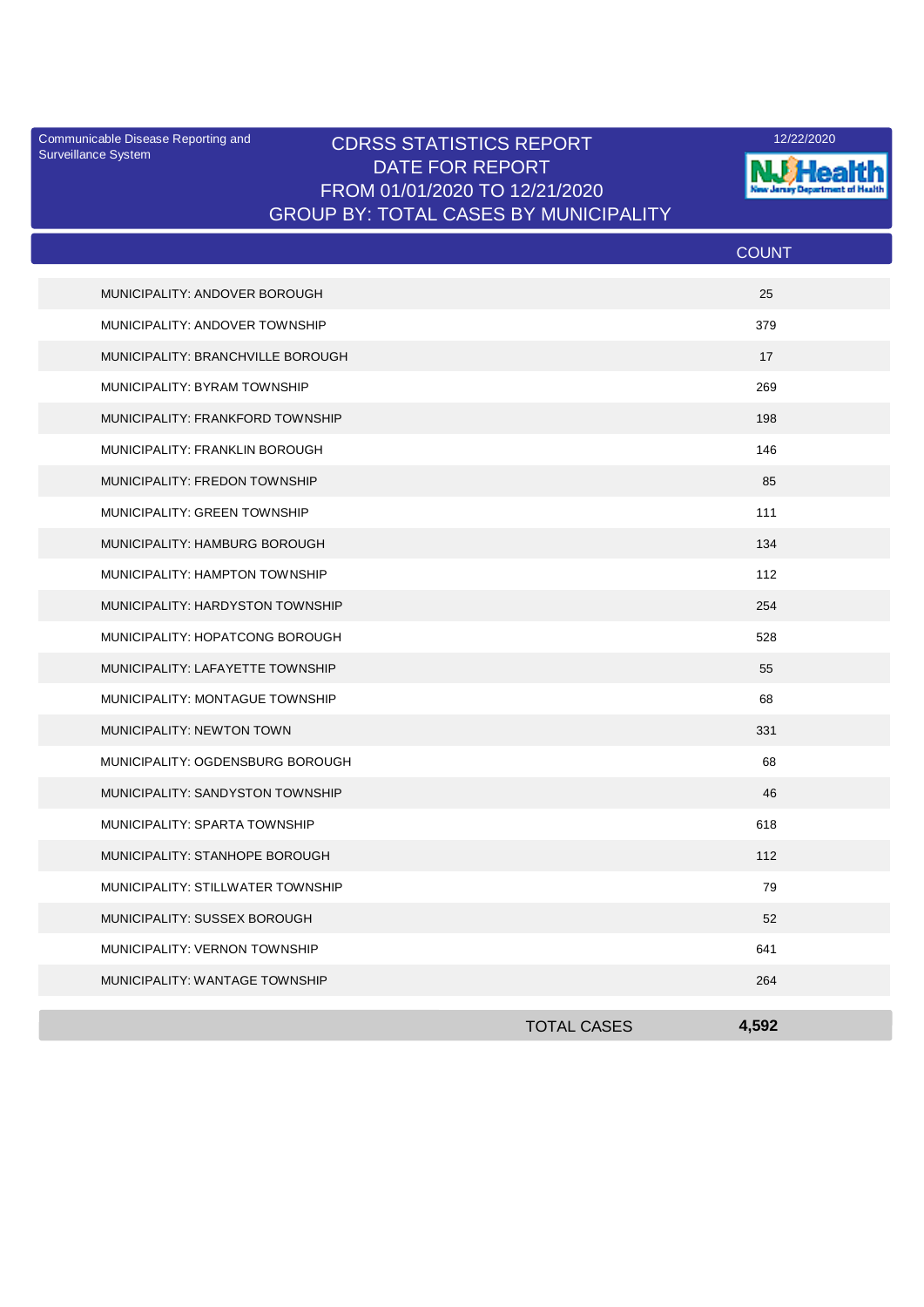Communicable Disease Reporting and Surveillance System

# CDRSS STATISTICS REPORT

DATE FOR REPORT

FROM 01/01/2020 TO 12/21/2020

GROUP BY: TOTAL CASES BY MUNICIPALITY

12/22/2020

NJ Health New Jersey Department of Health

| | COUNT |
|---|---|
| MUNICIPALITY: ANDOVER BOROUGH | 25 |
| MUNICIPALITY: ANDOVER TOWNSHIP | 379 |
| MUNICIPALITY: BRANCHVILLE BOROUGH | 17 |
| MUNICIPALITY: BYRAM TOWNSHIP | 269 |
| MUNICIPALITY: FRANKFORD TOWNSHIP | 198 |
| MUNICIPALITY: FRANKLIN BOROUGH | 146 |
| MUNICIPALITY: FREDON TOWNSHIP | 85 |
| MUNICIPALITY: GREEN TOWNSHIP | 111 |
| MUNICIPALITY: HAMBURG BOROUGH | 134 |
| MUNICIPALITY: HAMPTON TOWNSHIP | 112 |
| MUNICIPALITY: HARDYSTON TOWNSHIP | 254 |
| MUNICIPALITY: HOPATCONG BOROUGH | 528 |
| MUNICIPALITY: LAFAYETTE TOWNSHIP | 55 |
| MUNICIPALITY: MONTAGUE TOWNSHIP | 68 |
| MUNICIPALITY: NEWTON TOWN | 331 |
| MUNICIPALITY: OGDENSBURG BOROUGH | 68 |
| MUNICIPALITY: SANDYSTON TOWNSHIP | 46 |
| MUNICIPALITY: SPARTA TOWNSHIP | 618 |
| MUNICIPALITY: STANHOPE BOROUGH | 112 |
| MUNICIPALITY: STILLWATER TOWNSHIP | 79 |
| MUNICIPALITY: SUSSEX BOROUGH | 52 |
| MUNICIPALITY: VERNON TOWNSHIP | 641 |
| MUNICIPALITY: WANTAGE TOWNSHIP | 264 |
| TOTAL CASES | **4,592** |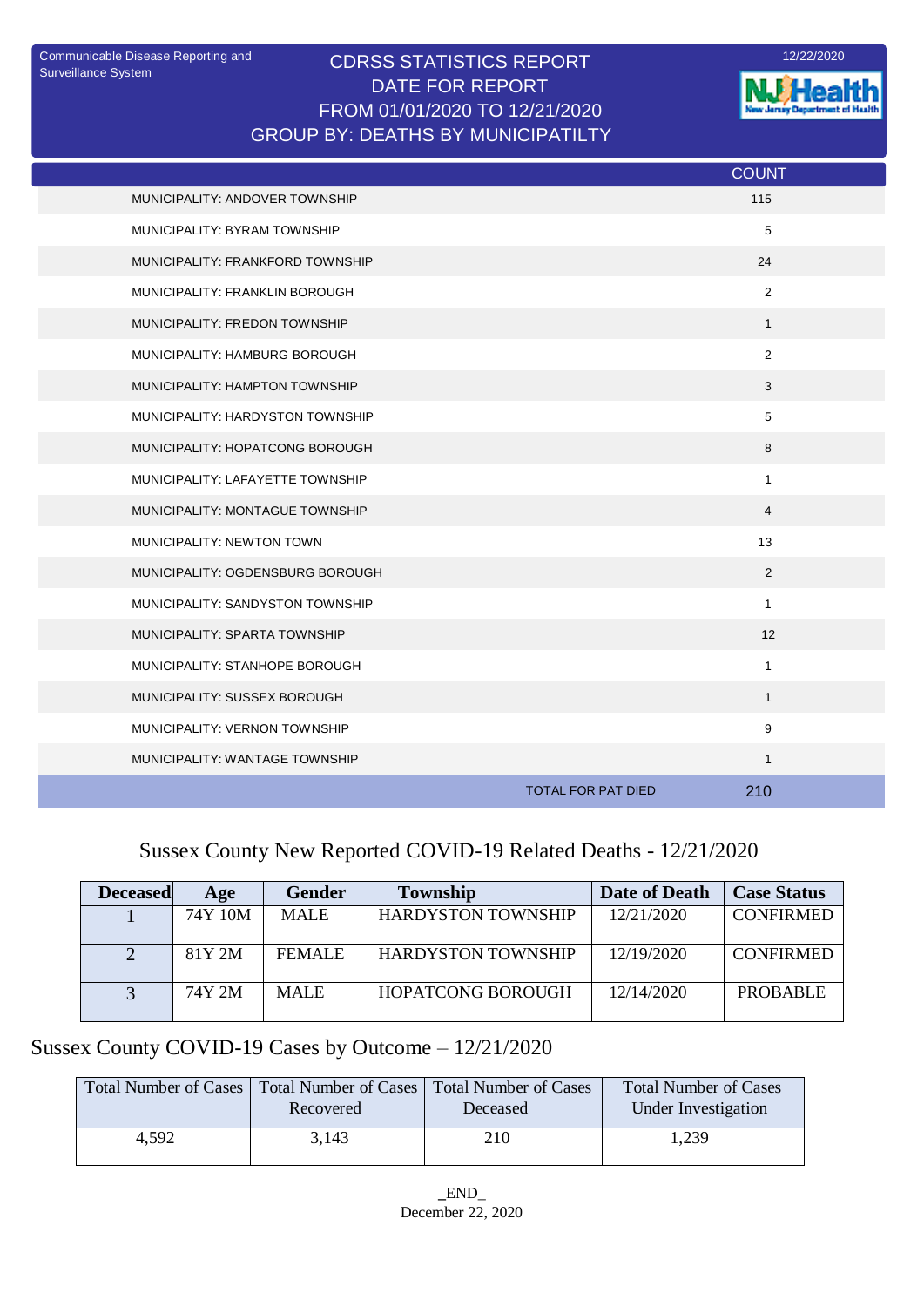Communicable Disease Reporting and Surveillance System

# CDRSS STATISTICS REPORT
## DATE FOR REPORT
## FROM 01/01/2020 TO 12/21/2020
## GROUP BY: DEATHS BY MUNICIPATILTY

12/22/2020

| | COUNT |
|---|---|
| MUNICIPALITY: ANDOVER TOWNSHIP | 115 |
| MUNICIPALITY: BYRAM TOWNSHIP | 5 |
| MUNICIPALITY: FRANKFORD TOWNSHIP | 24 |
| MUNICIPALITY: FRANKLIN BOROUGH | 2 |
| MUNICIPALITY: FREDON TOWNSHIP | 1 |
| MUNICIPALITY: HAMBURG BOROUGH | 2 |
| MUNICIPALITY: HAMPTON TOWNSHIP | 3 |
| MUNICIPALITY: HARDYSTON TOWNSHIP | 5 |
| MUNICIPALITY: HOPATCONG BOROUGH | 8 |
| MUNICIPALITY: LAFAYETTE TOWNSHIP | 1 |
| MUNICIPALITY: MONTAGUE TOWNSHIP | 4 |
| MUNICIPALITY: NEWTON TOWN | 13 |
| MUNICIPALITY: OGDENSBURG BOROUGH | 2 |
| MUNICIPALITY: SANDYSTON TOWNSHIP | 1 |
| MUNICIPALITY: SPARTA TOWNSHIP | 12 |
| MUNICIPALITY: STANHOPE BOROUGH | 1 |
| MUNICIPALITY: SUSSEX BOROUGH | 1 |
| MUNICIPALITY: VERNON TOWNSHIP | 9 |
| MUNICIPALITY: WANTAGE TOWNSHIP | 1 |
| TOTAL FOR PAT DIED | 210 |

## Sussex County New Reported COVID-19 Related Deaths - 12/21/2020

| Deceased | Age | Gender | Township | Date of Death | Case Status |
|---|---|---|---|---|---|
| 1 | 74Y 10M | MALE | HARDYSTON TOWNSHIP | 12/21/2020 | CONFIRMED |
| 2 | 81Y 2M | FEMALE | HARDYSTON TOWNSHIP | 12/19/2020 | CONFIRMED |
| 3 | 74Y 2M | MALE | HOPATCONG BOROUGH | 12/14/2020 | PROBABLE |

## Sussex County COVID-19 Cases by Outcome – 12/21/2020

| Total Number of Cases | Total Number of Cases Recovered | Total Number of Cases Deceased | Total Number of Cases Under Investigation |
|---|---|---|---|
| 4,592 | 3,143 | 210 | 1,239 |

_END_
December 22, 2020